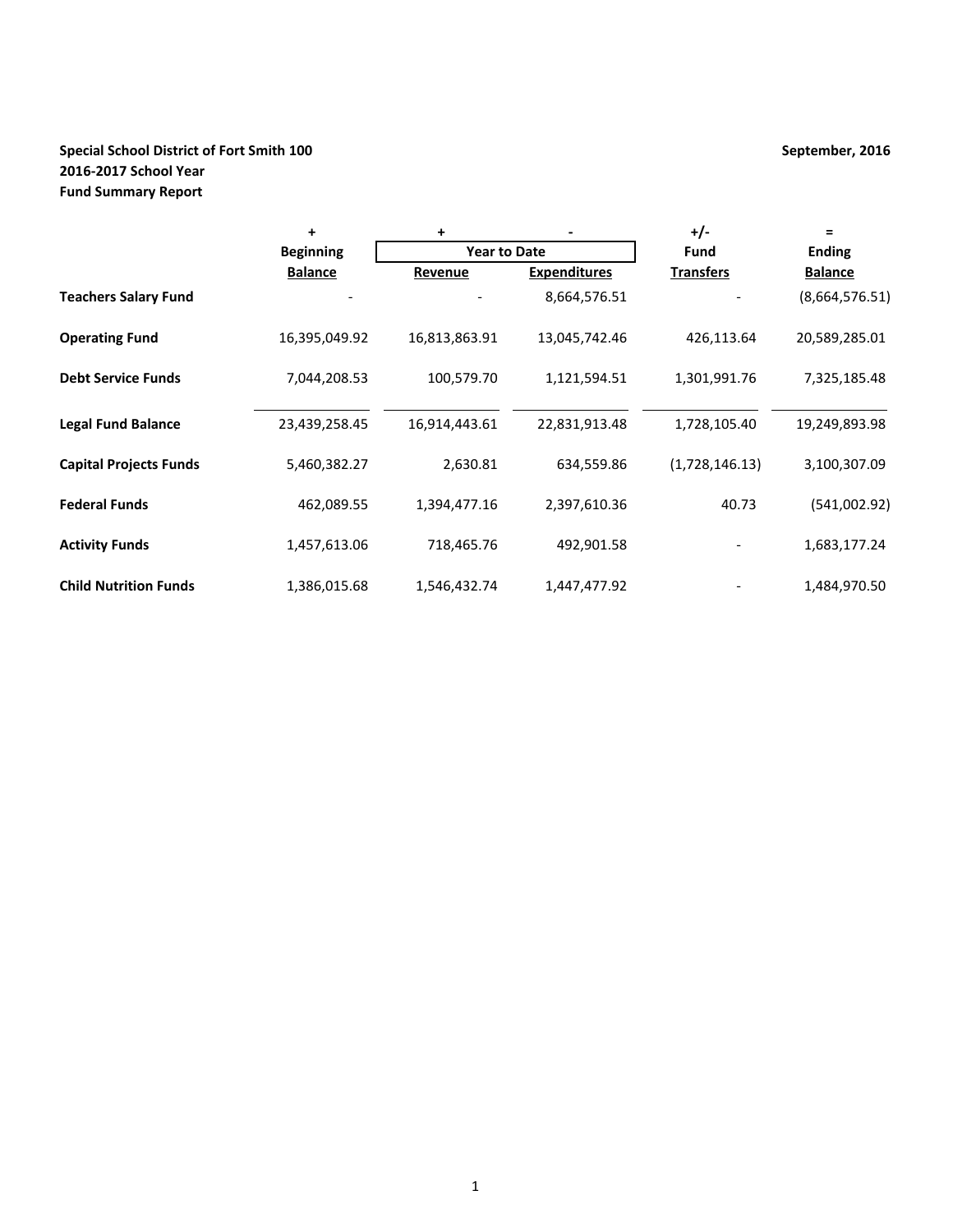**Special School District of Fort Smith 100** **September, 2016**
**2016-2017 School Year**
**Fund Summary Report**

| | + | + | - | +/- | = |
|---|---|---|---|---|---|
| | **Beginning** | **Year to Date** | | **Fund** | **Ending** |
| | **Balance** | **Revenue** | **Expenditures** | **Transfers** | **Balance** |
| **Teachers Salary Fund** | - | - | 8,664,576.51 | - | (8,664,576.51) |
| **Operating Fund** | 16,395,049.92 | 16,813,863.91 | 13,045,742.46 | 426,113.64 | 20,589,285.01 |
| **Debt Service Funds** | 7,044,208.53 | 100,579.70 | 1,121,594.51 | 1,301,991.76 | 7,325,185.48 |
| **Legal Fund Balance** | 23,439,258.45 | 16,914,443.61 | 22,831,913.48 | 1,728,105.40 | 19,249,893.98 |
| **Capital Projects Funds** | 5,460,382.27 | 2,630.81 | 634,559.86 | (1,728,146.13) | 3,100,307.09 |
| **Federal Funds** | 462,089.55 | 1,394,477.16 | 2,397,610.36 | 40.73 | (541,002.92) |
| **Activity Funds** | 1,457,613.06 | 718,465.76 | 492,901.58 | - | 1,683,177.24 |
| **Child Nutrition Funds** | 1,386,015.68 | 1,546,432.74 | 1,447,477.92 | - | 1,484,970.50 |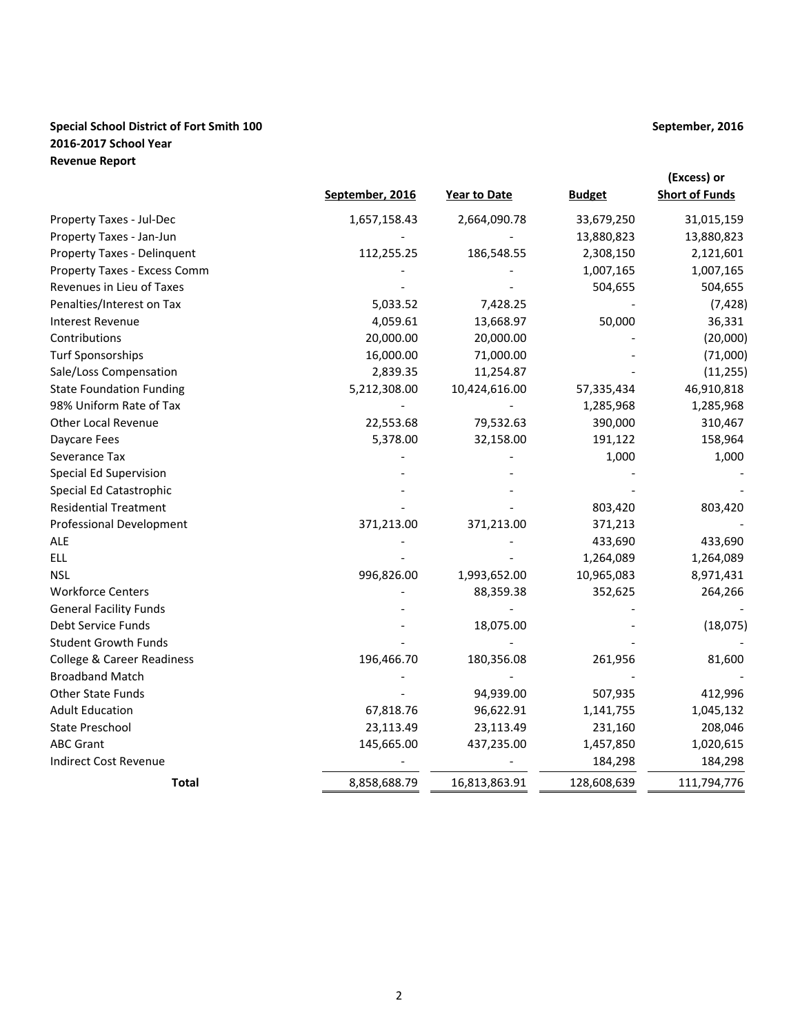**Special School District of Fort Smith 100**
**2016-2017 School Year**
**Revenue Report**

**September, 2016**

| | September, 2016 | Year to Date | Budget | (Excess) or Short of Funds |
|---|---|---|---|---|
| Property Taxes - Jul-Dec | 1,657,158.43 | 2,664,090.78 | 33,679,250 | 31,015,159 |
| Property Taxes - Jan-Jun | - | - | 13,880,823 | 13,880,823 |
| Property Taxes - Delinquent | 112,255.25 | 186,548.55 | 2,308,150 | 2,121,601 |
| Property Taxes - Excess Comm | - | - | 1,007,165 | 1,007,165 |
| Revenues in Lieu of Taxes | - | - | 504,655 | 504,655 |
| Penalties/Interest on Tax | 5,033.52 | 7,428.25 | - | (7,428) |
| Interest Revenue | 4,059.61 | 13,668.97 | 50,000 | 36,331 |
| Contributions | 20,000.00 | 20,000.00 | - | (20,000) |
| Turf Sponsorships | 16,000.00 | 71,000.00 | - | (71,000) |
| Sale/Loss Compensation | 2,839.35 | 11,254.87 | - | (11,255) |
| State Foundation Funding | 5,212,308.00 | 10,424,616.00 | 57,335,434 | 46,910,818 |
| 98% Uniform Rate of Tax | - | - | 1,285,968 | 1,285,968 |
| Other Local Revenue | 22,553.68 | 79,532.63 | 390,000 | 310,467 |
| Daycare Fees | 5,378.00 | 32,158.00 | 191,122 | 158,964 |
| Severance Tax | - | - | 1,000 | 1,000 |
| Special Ed Supervision | - | - | - | - |
| Special Ed Catastrophic | - | - | - | - |
| Residential Treatment | - | - | 803,420 | 803,420 |
| Professional Development | 371,213.00 | 371,213.00 | 371,213 | - |
| ALE | - | - | 433,690 | 433,690 |
| ELL | - | - | 1,264,089 | 1,264,089 |
| NSL | 996,826.00 | 1,993,652.00 | 10,965,083 | 8,971,431 |
| Workforce Centers | - | 88,359.38 | 352,625 | 264,266 |
| General Facility Funds | - | - | - | - |
| Debt Service Funds | - | 18,075.00 | - | (18,075) |
| Student Growth Funds | - | - | - | - |
| College & Career Readiness | 196,466.70 | 180,356.08 | 261,956 | 81,600 |
| Broadband Match | - | - | - | - |
| Other State Funds | - | 94,939.00 | 507,935 | 412,996 |
| Adult Education | 67,818.76 | 96,622.91 | 1,141,755 | 1,045,132 |
| State Preschool | 23,113.49 | 23,113.49 | 231,160 | 208,046 |
| ABC Grant | 145,665.00 | 437,235.00 | 1,457,850 | 1,020,615 |
| Indirect Cost Revenue | - | - | 184,298 | 184,298 |
| **Total** | 8,858,688.79 | 16,813,863.91 | 128,608,639 | 111,794,776 |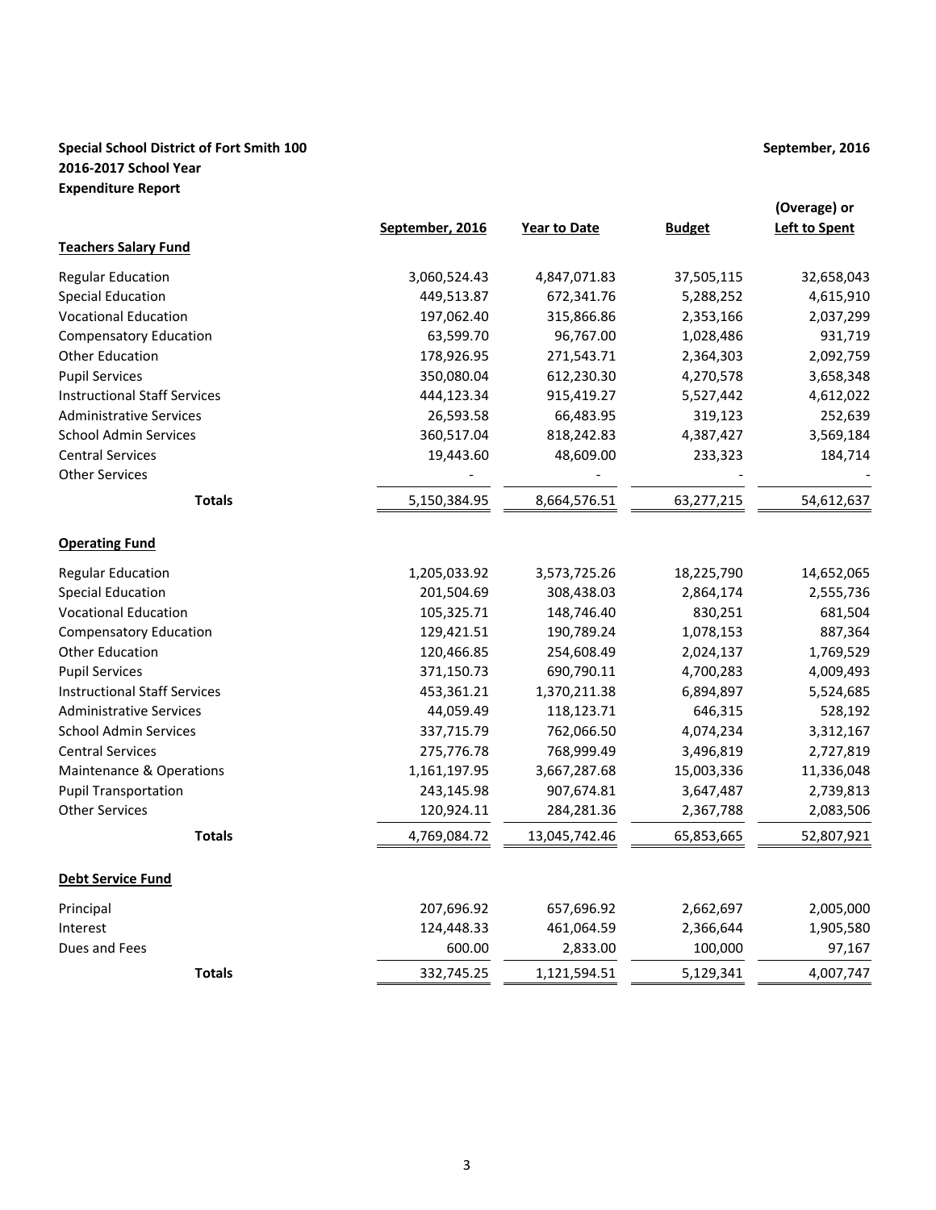**Special School District of Fort Smith 100**
**2016-2017 School Year**
**Expenditure Report**

**September, 2016**

| | September, 2016 | Year to Date | Budget | (Overage) or Left to Spent |
|---|---|---|---|---|
| **Teachers Salary Fund** | | | | |
| Regular Education | 3,060,524.43 | 4,847,071.83 | 37,505,115 | 32,658,043 |
| Special Education | 449,513.87 | 672,341.76 | 5,288,252 | 4,615,910 |
| Vocational Education | 197,062.40 | 315,866.86 | 2,353,166 | 2,037,299 |
| Compensatory Education | 63,599.70 | 96,767.00 | 1,028,486 | 931,719 |
| Other Education | 178,926.95 | 271,543.71 | 2,364,303 | 2,092,759 |
| Pupil Services | 350,080.04 | 612,230.30 | 4,270,578 | 3,658,348 |
| Instructional Staff Services | 444,123.34 | 915,419.27 | 5,527,442 | 4,612,022 |
| Administrative Services | 26,593.58 | 66,483.95 | 319,123 | 252,639 |
| School Admin Services | 360,517.04 | 818,242.83 | 4,387,427 | 3,569,184 |
| Central Services | 19,443.60 | 48,609.00 | 233,323 | 184,714 |
| Other Services | - | - | - | - |
| **Totals** | 5,150,384.95 | 8,664,576.51 | 63,277,215 | 54,612,637 |
| **Operating Fund** | | | | |
| Regular Education | 1,205,033.92 | 3,573,725.26 | 18,225,790 | 14,652,065 |
| Special Education | 201,504.69 | 308,438.03 | 2,864,174 | 2,555,736 |
| Vocational Education | 105,325.71 | 148,746.40 | 830,251 | 681,504 |
| Compensatory Education | 129,421.51 | 190,789.24 | 1,078,153 | 887,364 |
| Other Education | 120,466.85 | 254,608.49 | 2,024,137 | 1,769,529 |
| Pupil Services | 371,150.73 | 690,790.11 | 4,700,283 | 4,009,493 |
| Instructional Staff Services | 453,361.21 | 1,370,211.38 | 6,894,897 | 5,524,685 |
| Administrative Services | 44,059.49 | 118,123.71 | 646,315 | 528,192 |
| School Admin Services | 337,715.79 | 762,066.50 | 4,074,234 | 3,312,167 |
| Central Services | 275,776.78 | 768,999.49 | 3,496,819 | 2,727,819 |
| Maintenance & Operations | 1,161,197.95 | 3,667,287.68 | 15,003,336 | 11,336,048 |
| Pupil Transportation | 243,145.98 | 907,674.81 | 3,647,487 | 2,739,813 |
| Other Services | 120,924.11 | 284,281.36 | 2,367,788 | 2,083,506 |
| **Totals** | 4,769,084.72 | 13,045,742.46 | 65,853,665 | 52,807,921 |
| **Debt Service Fund** | | | | |
| Principal | 207,696.92 | 657,696.92 | 2,662,697 | 2,005,000 |
| Interest | 124,448.33 | 461,064.59 | 2,366,644 | 1,905,580 |
| Dues and Fees | 600.00 | 2,833.00 | 100,000 | 97,167 |
| **Totals** | 332,745.25 | 1,121,594.51 | 5,129,341 | 4,007,747 |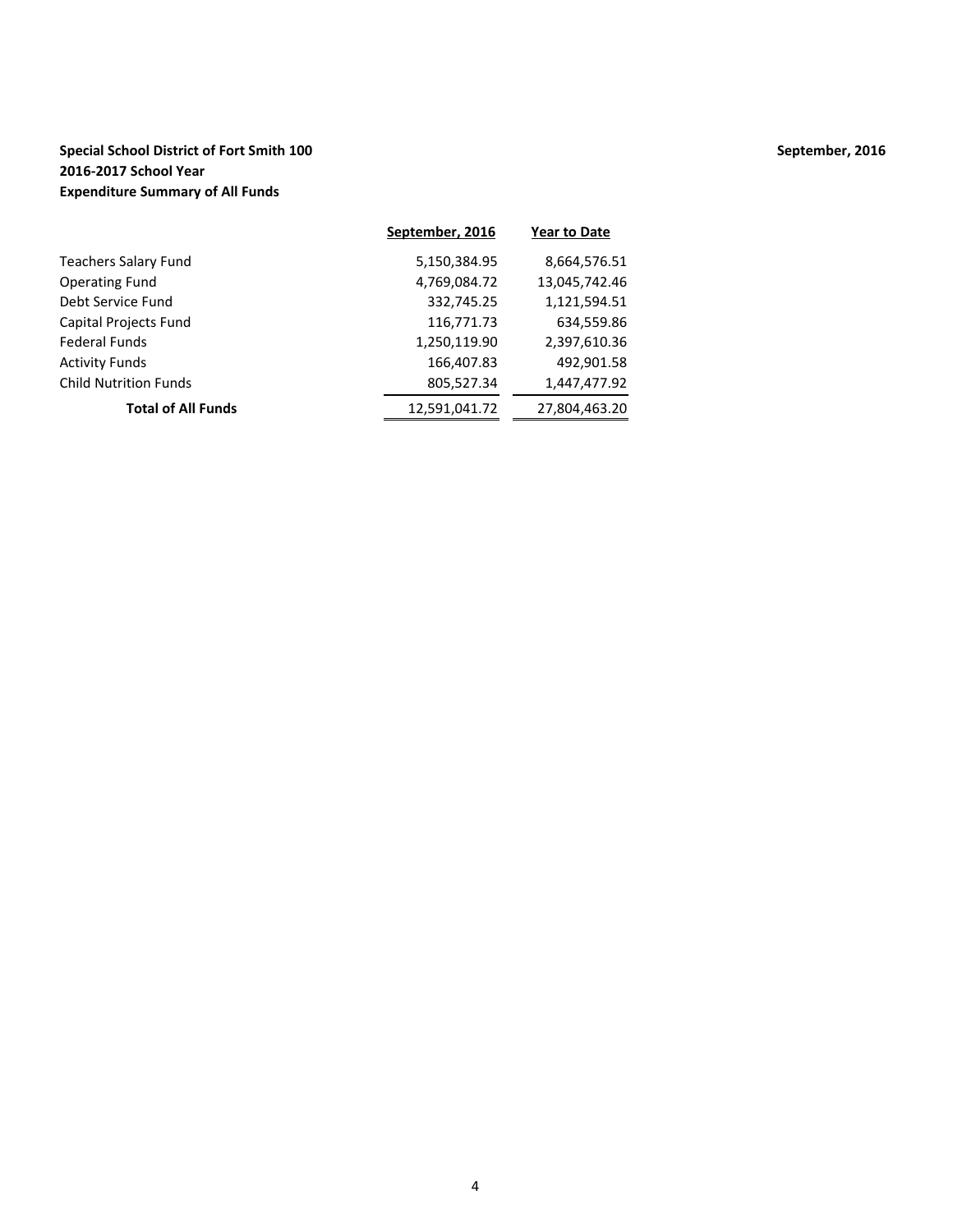**Special School District of Fort Smith 100**
**2016-2017 School Year**
**Expenditure Summary of All Funds**

**September, 2016**

| | September, 2016 | Year to Date |
|---|---|---|
| Teachers Salary Fund | 5,150,384.95 | 8,664,576.51 |
| Operating Fund | 4,769,084.72 | 13,045,742.46 |
| Debt Service Fund | 332,745.25 | 1,121,594.51 |
| Capital Projects Fund | 116,771.73 | 634,559.86 |
| Federal Funds | 1,250,119.90 | 2,397,610.36 |
| Activity Funds | 166,407.83 | 492,901.58 |
| Child Nutrition Funds | 805,527.34 | 1,447,477.92 |
| **Total of All Funds** | 12,591,041.72 | 27,804,463.20 |